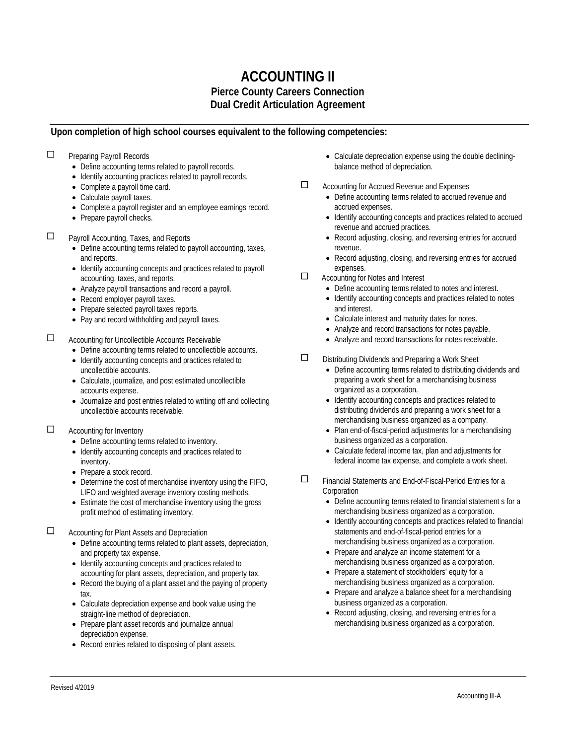# ACCOUNTING II

## Pierce County Careers Connection
## Dual Credit Articulation Agreement

**Upon completion of high school courses equivalent to the following competencies:**

☐ Preparing Payroll Records
- Define accounting terms related to payroll records.
- Identify accounting practices related to payroll records.
- Complete a payroll time card.
- Calculate payroll taxes.
- Complete a payroll register and an employee earnings record.
- Prepare payroll checks.

☐ Payroll Accounting, Taxes, and Reports
- Define accounting terms related to payroll accounting, taxes, and reports.
- Identify accounting concepts and practices related to payroll accounting, taxes, and reports.
- Analyze payroll transactions and record a payroll.
- Record employer payroll taxes.
- Prepare selected payroll taxes reports.
- Pay and record withholding and payroll taxes.

☐ Accounting for Uncollectible Accounts Receivable
- Define accounting terms related to uncollectible accounts.
- Identify accounting concepts and practices related to uncollectible accounts.
- Calculate, journalize, and post estimated uncollectible accounts expense.
- Journalize and post entries related to writing off and collecting uncollectible accounts receivable.

☐ Accounting for Inventory
- Define accounting terms related to inventory.
- Identify accounting concepts and practices related to inventory.
- Prepare a stock record.
- Determine the cost of merchandise inventory using the FIFO, LIFO and weighted average inventory costing methods.
- Estimate the cost of merchandise inventory using the gross profit method of estimating inventory.

☐ Accounting for Plant Assets and Depreciation
- Define accounting terms related to plant assets, depreciation, and property tax expense.
- Identify accounting concepts and practices related to accounting for plant assets, depreciation, and property tax.
- Record the buying of a plant asset and the paying of property tax.
- Calculate depreciation expense and book value using the straight-line method of depreciation.
- Prepare plant asset records and journalize annual depreciation expense.
- Record entries related to disposing of plant assets.
- Calculate depreciation expense using the double declining-balance method of depreciation.

☐ Accounting for Accrued Revenue and Expenses
- Define accounting terms related to accrued revenue and accrued expenses.
- Identify accounting concepts and practices related to accrued revenue and accrued practices.
- Record adjusting, closing, and reversing entries for accrued revenue.
- Record adjusting, closing, and reversing entries for accrued expenses.

☐ Accounting for Notes and Interest
- Define accounting terms related to notes and interest.
- Identify accounting concepts and practices related to notes and interest.
- Calculate interest and maturity dates for notes.
- Analyze and record transactions for notes payable.
- Analyze and record transactions for notes receivable.

☐ Distributing Dividends and Preparing a Work Sheet
- Define accounting terms related to distributing dividends and preparing a work sheet for a merchandising business organized as a corporation.
- Identify accounting concepts and practices related to distributing dividends and preparing a work sheet for a merchandising business organized as a company.
- Plan end-of-fiscal-period adjustments for a merchandising business organized as a corporation.
- Calculate federal income tax, plan and adjustments for federal income tax expense, and complete a work sheet.

☐ Financial Statements and End-of-Fiscal-Period Entries for a Corporation
- Define accounting terms related to financial statement s for a merchandising business organized as a corporation.
- Identify accounting concepts and practices related to financial statements and end-of-fiscal-period entries for a merchandising business organized as a corporation.
- Prepare and analyze an income statement for a merchandising business organized as a corporation.
- Prepare a statement of stockholders' equity for a merchandising business organized as a corporation.
- Prepare and analyze a balance sheet for a merchandising business organized as a corporation.
- Record adjusting, closing, and reversing entries for a merchandising business organized as a corporation.

Revised 4/2019

Accounting III-A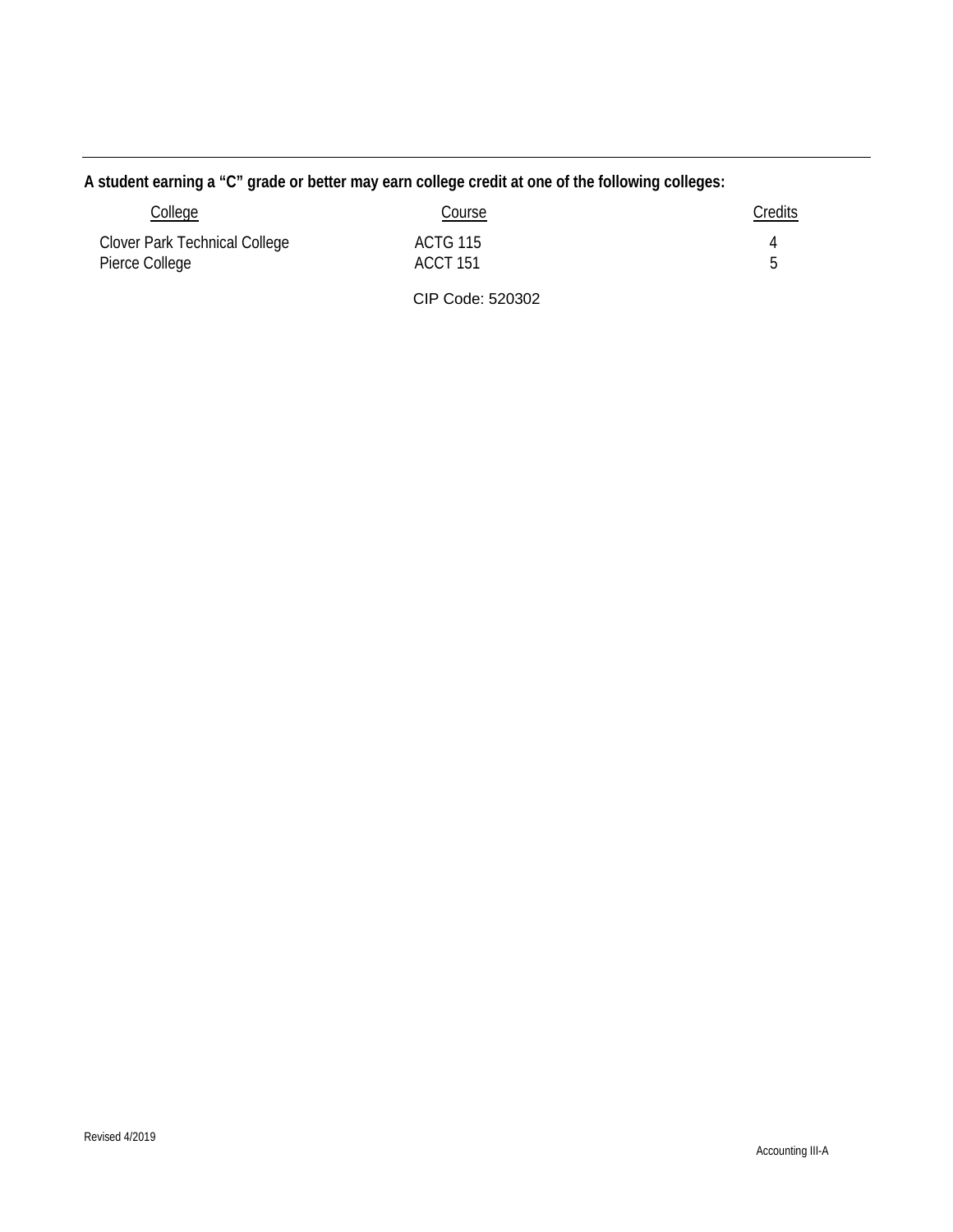---

**A student earning a "C" grade or better may earn college credit at one of the following colleges:**

| College | Course | Credits |
|---|---|---|
| Clover Park Technical College | ACTG 115 | 4 |
| Pierce College | ACCT 151 | 5 |

CIP Code: 520302

Revised 4/2019

Accounting III-A